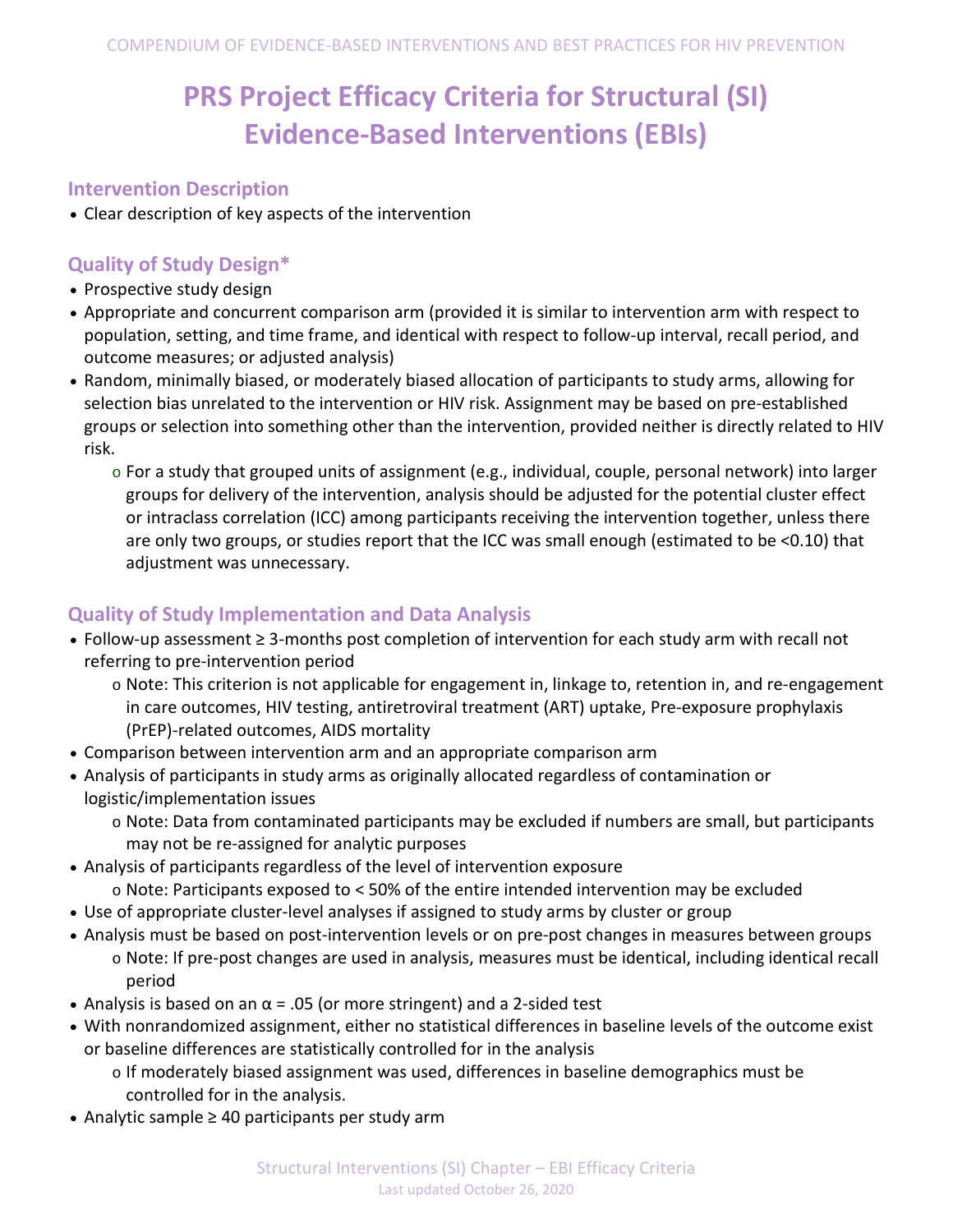# PRS Project Efficacy Criteria for Structural (SI) Evidence-Based Interventions (EBIs)

## Intervention Description

- Clear description of key aspects of the intervention

## Quality of Study Design*

- Prospective study design
- Appropriate and concurrent comparison arm (provided it is similar to intervention arm with respect to population, setting, and time frame, and identical with respect to follow-up interval, recall period, and outcome measures; or adjusted analysis)
- Random, minimally biased, or moderately biased allocation of participants to study arms, allowing for selection bias unrelated to the intervention or HIV risk. Assignment may be based on pre-established groups or selection into something other than the intervention, provided neither is directly related to HIV risk.
  - For a study that grouped units of assignment (e.g., individual, couple, personal network) into larger groups for delivery of the intervention, analysis should be adjusted for the potential cluster effect or intraclass correlation (ICC) among participants receiving the intervention together, unless there are only two groups, or studies report that the ICC was small enough (estimated to be <0.10) that adjustment was unnecessary.

## Quality of Study Implementation and Data Analysis

- Follow-up assessment ≥ 3-months post completion of intervention for each study arm with recall not referring to pre-intervention period
  - Note: This criterion is not applicable for engagement in, linkage to, retention in, and re-engagement in care outcomes, HIV testing, antiretroviral treatment (ART) uptake, Pre-exposure prophylaxis (PrEP)-related outcomes, AIDS mortality
- Comparison between intervention arm and an appropriate comparison arm
- Analysis of participants in study arms as originally allocated regardless of contamination or logistic/implementation issues
  - Note: Data from contaminated participants may be excluded if numbers are small, but participants may not be re-assigned for analytic purposes
- Analysis of participants regardless of the level of intervention exposure
  - Note: Participants exposed to < 50% of the entire intended intervention may be excluded
- Use of appropriate cluster-level analyses if assigned to study arms by cluster or group
- Analysis must be based on post-intervention levels or on pre-post changes in measures between groups
  - Note: If pre-post changes are used in analysis, measures must be identical, including identical recall period
- Analysis is based on an $\alpha = .05$ (or more stringent) and a 2-sided test
- With nonrandomized assignment, either no statistical differences in baseline levels of the outcome exist or baseline differences are statistically controlled for in the analysis
  - If moderately biased assignment was used, differences in baseline demographics must be controlled for in the analysis.
- Analytic sample ≥ 40 participants per study arm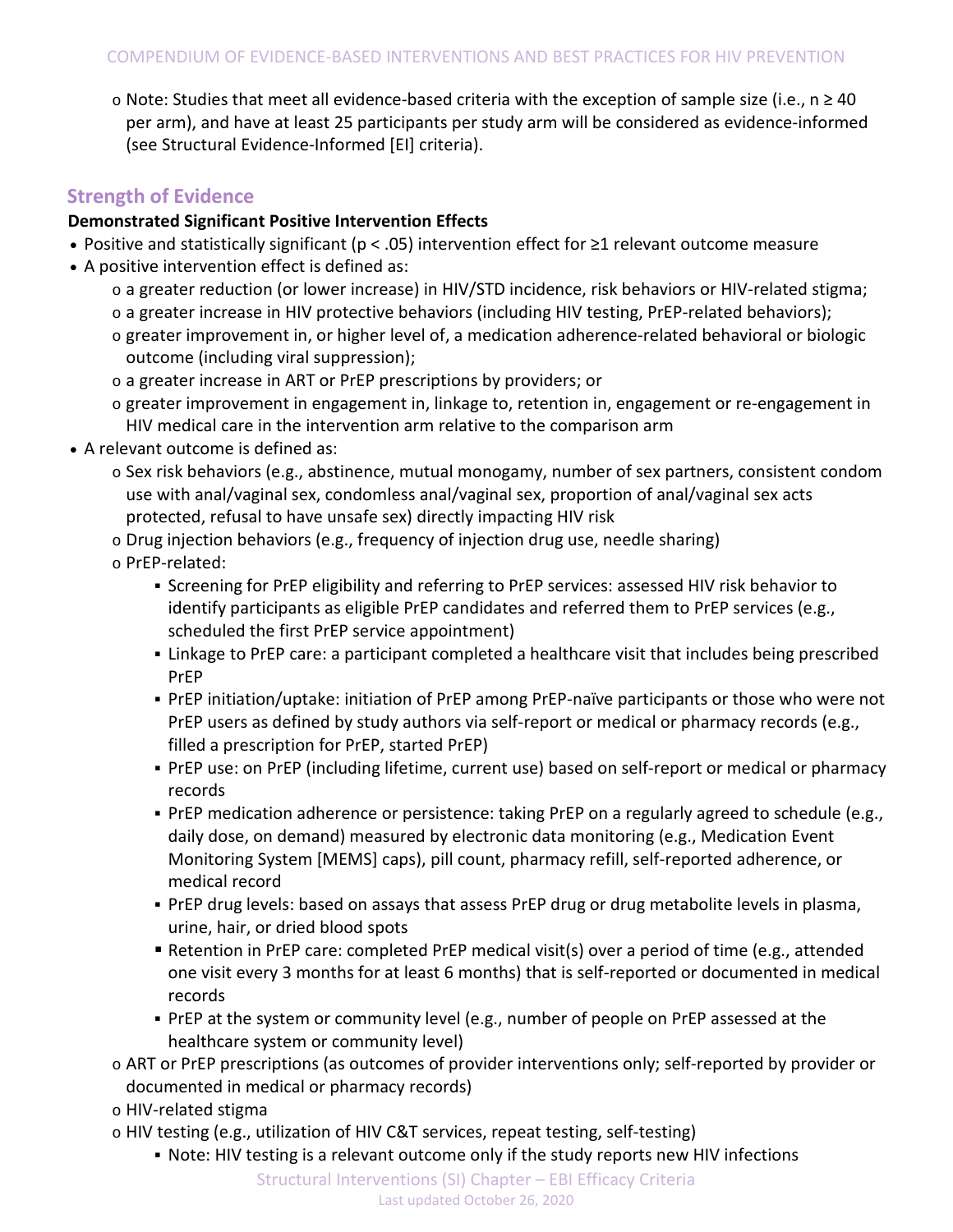- Note: Studies that meet all evidence-based criteria with the exception of sample size (i.e., n ≥ 40 per arm), and have at least 25 participants per study arm will be considered as evidence-informed (see Structural Evidence-Informed [EI] criteria).

## Strength of Evidence

**Demonstrated Significant Positive Intervention Effects**

- Positive and statistically significant ($p < .05$) intervention effect for ≥1 relevant outcome measure
- A positive intervention effect is defined as:
  - a greater reduction (or lower increase) in HIV/STD incidence, risk behaviors or HIV-related stigma;
  - a greater increase in HIV protective behaviors (including HIV testing, PrEP-related behaviors);
  - greater improvement in, or higher level of, a medication adherence-related behavioral or biologic outcome (including viral suppression);
  - a greater increase in ART or PrEP prescriptions by providers; or
  - greater improvement in engagement in, linkage to, retention in, engagement or re-engagement in HIV medical care in the intervention arm relative to the comparison arm
- A relevant outcome is defined as:
  - Sex risk behaviors (e.g., abstinence, mutual monogamy, number of sex partners, consistent condom use with anal/vaginal sex, condomless anal/vaginal sex, proportion of anal/vaginal sex acts protected, refusal to have unsafe sex) directly impacting HIV risk
  - Drug injection behaviors (e.g., frequency of injection drug use, needle sharing)
  - PrEP-related:
    - Screening for PrEP eligibility and referring to PrEP services: assessed HIV risk behavior to identify participants as eligible PrEP candidates and referred them to PrEP services (e.g., scheduled the first PrEP service appointment)
    - Linkage to PrEP care: a participant completed a healthcare visit that includes being prescribed PrEP
    - PrEP initiation/uptake: initiation of PrEP among PrEP-naïve participants or those who were not PrEP users as defined by study authors via self-report or medical or pharmacy records (e.g., filled a prescription for PrEP, started PrEP)
    - PrEP use: on PrEP (including lifetime, current use) based on self-report or medical or pharmacy records
    - PrEP medication adherence or persistence: taking PrEP on a regularly agreed to schedule (e.g., daily dose, on demand) measured by electronic data monitoring (e.g., Medication Event Monitoring System [MEMS] caps), pill count, pharmacy refill, self-reported adherence, or medical record
    - PrEP drug levels: based on assays that assess PrEP drug or drug metabolite levels in plasma, urine, hair, or dried blood spots
    - Retention in PrEP care: completed PrEP medical visit(s) over a period of time (e.g., attended one visit every 3 months for at least 6 months) that is self-reported or documented in medical records
    - PrEP at the system or community level (e.g., number of people on PrEP assessed at the healthcare system or community level)
  - ART or PrEP prescriptions (as outcomes of provider interventions only; self-reported by provider or documented in medical or pharmacy records)
  - HIV-related stigma
  - HIV testing (e.g., utilization of HIV C&T services, repeat testing, self-testing)
    - Note: HIV testing is a relevant outcome only if the study reports new HIV infections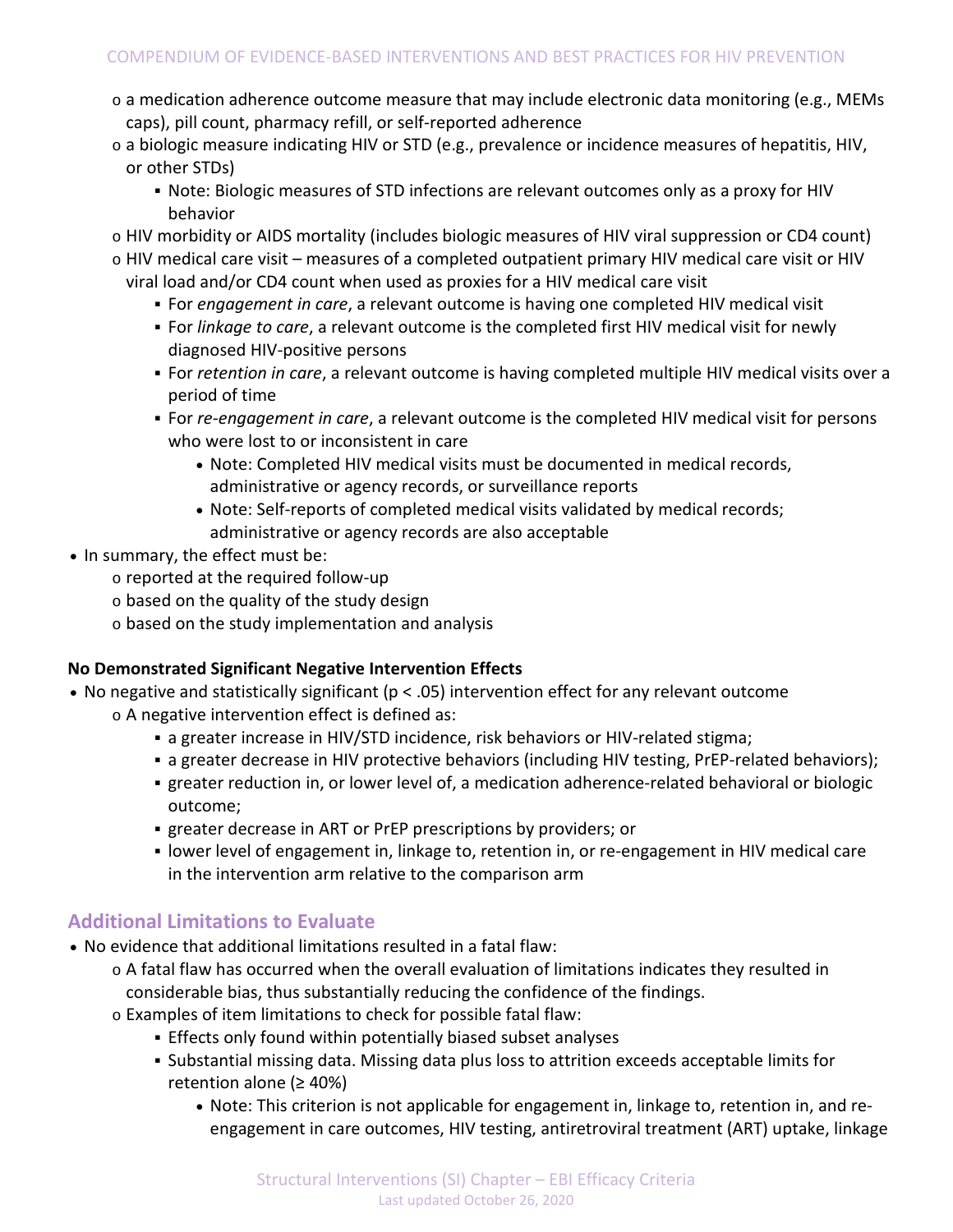- a medication adherence outcome measure that may include electronic data monitoring (e.g., MEMs caps), pill count, pharmacy refill, or self-reported adherence
- a biologic measure indicating HIV or STD (e.g., prevalence or incidence measures of hepatitis, HIV, or other STDs)
  - Note: Biologic measures of STD infections are relevant outcomes only as a proxy for HIV behavior
- HIV morbidity or AIDS mortality (includes biologic measures of HIV viral suppression or CD4 count)
- HIV medical care visit – measures of a completed outpatient primary HIV medical care visit or HIV viral load and/or CD4 count when used as proxies for a HIV medical care visit
  - For *engagement in care*, a relevant outcome is having one completed HIV medical visit
  - For *linkage to care*, a relevant outcome is the completed first HIV medical visit for newly diagnosed HIV-positive persons
  - For *retention in care*, a relevant outcome is having completed multiple HIV medical visits over a period of time
  - For *re-engagement in care*, a relevant outcome is the completed HIV medical visit for persons who were lost to or inconsistent in care
    - Note: Completed HIV medical visits must be documented in medical records, administrative or agency records, or surveillance reports
    - Note: Self-reports of completed medical visits validated by medical records; administrative or agency records are also acceptable

- In summary, the effect must be:
  - reported at the required follow-up
  - based on the quality of the study design
  - based on the study implementation and analysis

**No Demonstrated Significant Negative Intervention Effects**

- No negative and statistically significant ($p < .05$) intervention effect for any relevant outcome
  - A negative intervention effect is defined as:
    - a greater increase in HIV/STD incidence, risk behaviors or HIV-related stigma;
    - a greater decrease in HIV protective behaviors (including HIV testing, PrEP-related behaviors);
    - greater reduction in, or lower level of, a medication adherence-related behavioral or biologic outcome;
    - greater decrease in ART or PrEP prescriptions by providers; or
    - lower level of engagement in, linkage to, retention in, or re-engagement in HIV medical care in the intervention arm relative to the comparison arm

## Additional Limitations to Evaluate

- No evidence that additional limitations resulted in a fatal flaw:
  - A fatal flaw has occurred when the overall evaluation of limitations indicates they resulted in considerable bias, thus substantially reducing the confidence of the findings.
  - Examples of item limitations to check for possible fatal flaw:
    - Effects only found within potentially biased subset analyses
    - Substantial missing data. Missing data plus loss to attrition exceeds acceptable limits for retention alone (≥ 40%)
      - Note: This criterion is not applicable for engagement in, linkage to, retention in, and re-engagement in care outcomes, HIV testing, antiretroviral treatment (ART) uptake, linkage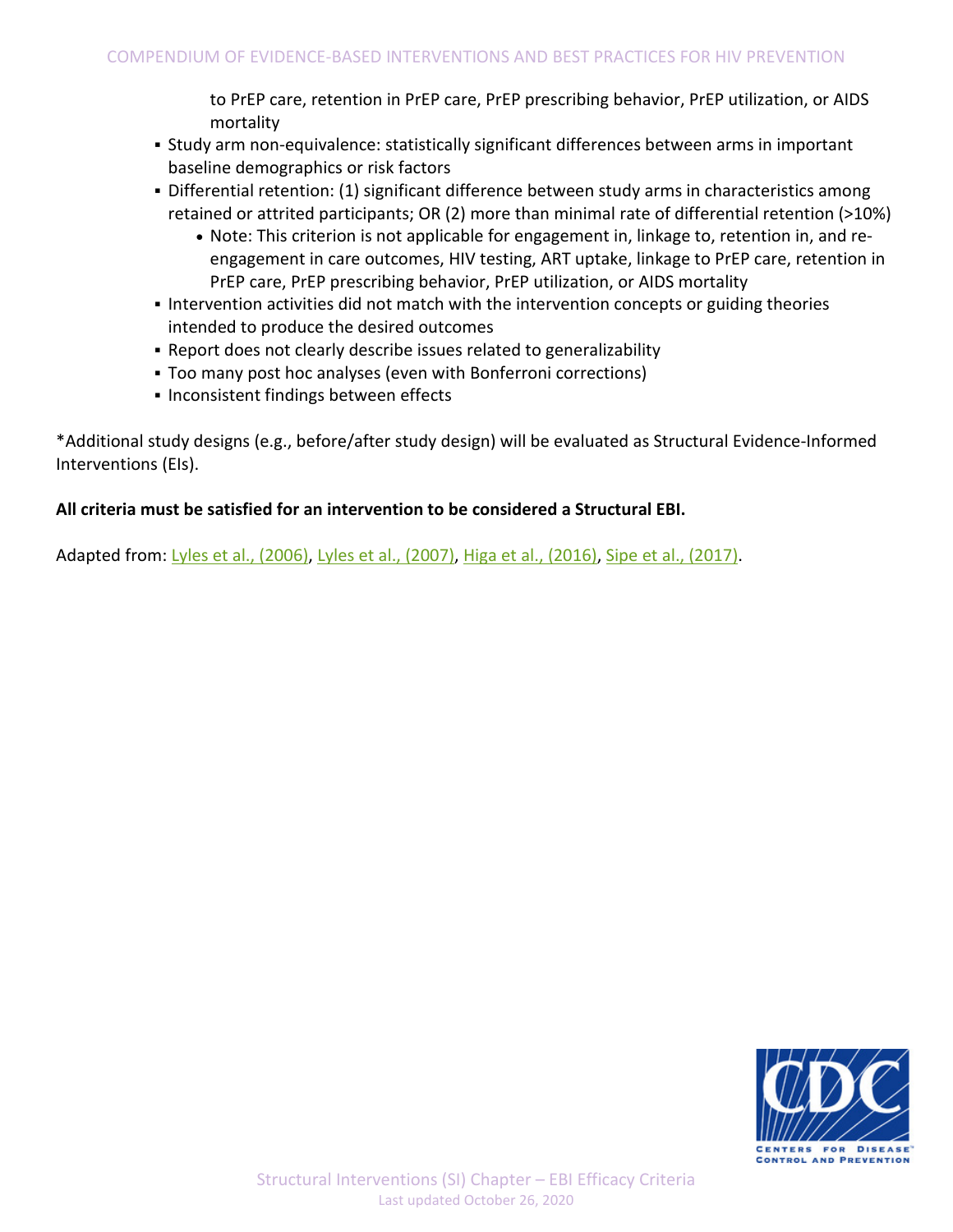to PrEP care, retention in PrEP care, PrEP prescribing behavior, PrEP utilization, or AIDS mortality

- Study arm non-equivalence: statistically significant differences between arms in important baseline demographics or risk factors
- Differential retention: (1) significant difference between study arms in characteristics among retained or attrited participants; OR (2) more than minimal rate of differential retention (>10%)
  - Note: This criterion is not applicable for engagement in, linkage to, retention in, and re-engagement in care outcomes, HIV testing, ART uptake, linkage to PrEP care, retention in PrEP care, PrEP prescribing behavior, PrEP utilization, or AIDS mortality
- Intervention activities did not match with the intervention concepts or guiding theories intended to produce the desired outcomes
- Report does not clearly describe issues related to generalizability
- Too many post hoc analyses (even with Bonferroni corrections)
- Inconsistent findings between effects

*Additional study designs (e.g., before/after study design) will be evaluated as Structural Evidence-Informed Interventions (EIs).

**All criteria must be satisfied for an intervention to be considered a Structural EBI.**

Adapted from: Lyles et al., (2006), Lyles et al., (2007), Higa et al., (2016), Sipe et al., (2017).